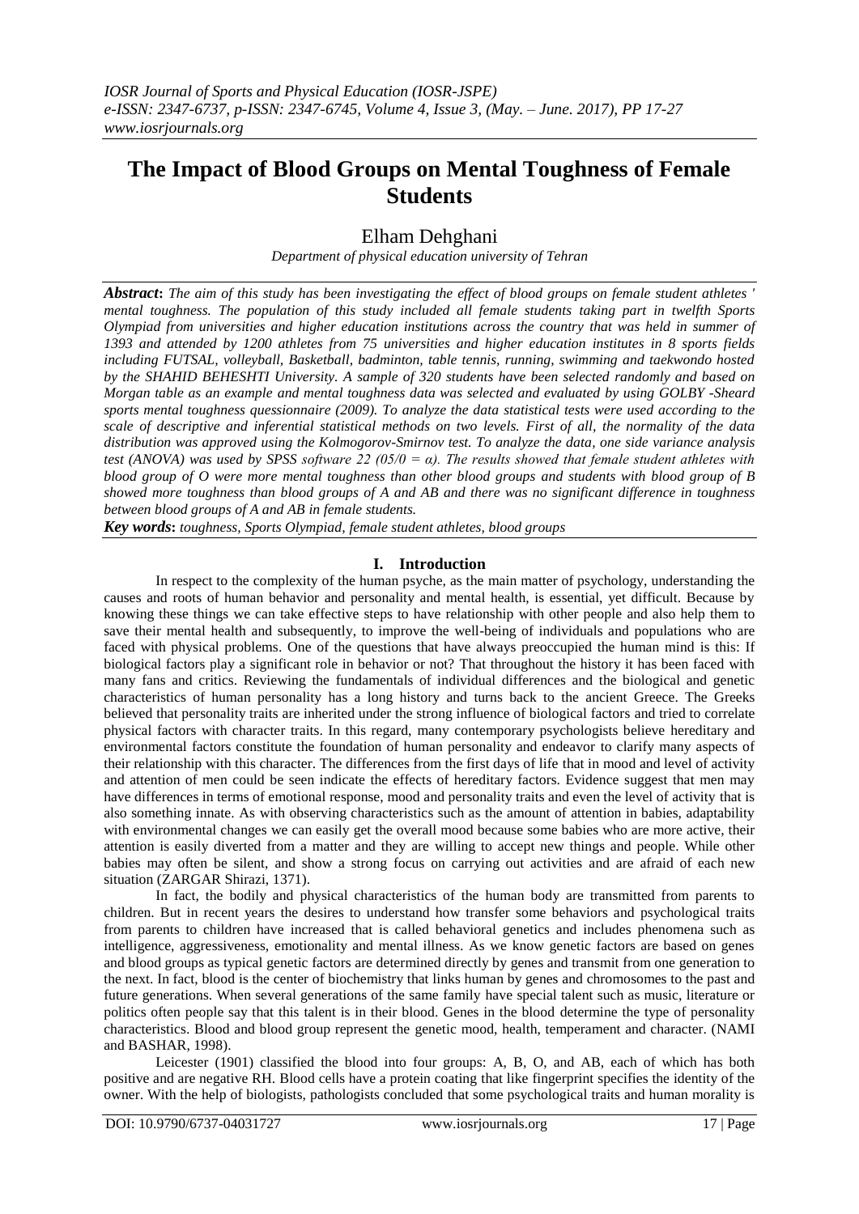# The Impact of Blood Groups on Mental Toughness of Female Students

## Elham Dehghani

*Department of physical education university of Tehran*

***Abstract*:** *The aim of this study has been investigating the effect of blood groups on female student athletes ' mental toughness. The population of this study included all female students taking part in twelfth Sports Olympiad from universities and higher education institutions across the country that was held in summer of 1393 and attended by 1200 athletes from 75 universities and higher education institutes in 8 sports fields including FUTSAL, volleyball, Basketball, badminton, table tennis, running, swimming and taekwondo hosted by the SHAHID BEHESHTI University. A sample of 320 students have been selected randomly and based on Morgan table as an example and mental toughness data was selected and evaluated by using GOLBY -Sheard sports mental toughness questionnaire (2009). To analyze the data statistical tests were used according to the scale of descriptive and inferential statistical methods on two levels. First of all, the normality of the data distribution was approved using the Kolmogorov-Smirnov test. To analyze the data, one side variance analysis test (ANOVA) was used by SPSS software 22 (05/0 = α). The results showed that female student athletes with blood group of O were more mental toughness than other blood groups and students with blood group of B showed more toughness than blood groups of A and AB and there was no significant difference in toughness between blood groups of A and AB in female students.*

***Key words*:** *toughness, Sports Olympiad, female student athletes, blood groups*

## I. Introduction

In respect to the complexity of the human psyche, as the main matter of psychology, understanding the causes and roots of human behavior and personality and mental health, is essential, yet difficult. Because by knowing these things we can take effective steps to have relationship with other people and also help them to save their mental health and subsequently, to improve the well-being of individuals and populations who are faced with physical problems. One of the questions that have always preoccupied the human mind is this: If biological factors play a significant role in behavior or not? That throughout the history it has been faced with many fans and critics. Reviewing the fundamentals of individual differences and the biological and genetic characteristics of human personality has a long history and turns back to the ancient Greece. The Greeks believed that personality traits are inherited under the strong influence of biological factors and tried to correlate physical factors with character traits. In this regard, many contemporary psychologists believe hereditary and environmental factors constitute the foundation of human personality and endeavor to clarify many aspects of their relationship with this character. The differences from the first days of life that in mood and level of activity and attention of men could be seen indicate the effects of hereditary factors. Evidence suggest that men may have differences in terms of emotional response, mood and personality traits and even the level of activity that is also something innate. As with observing characteristics such as the amount of attention in babies, adaptability with environmental changes we can easily get the overall mood because some babies who are more active, their attention is easily diverted from a matter and they are willing to accept new things and people. While other babies may often be silent, and show a strong focus on carrying out activities and are afraid of each new situation (ZARGAR Shirazi, 1371).

In fact, the bodily and physical characteristics of the human body are transmitted from parents to children. But in recent years the desires to understand how transfer some behaviors and psychological traits from parents to children have increased that is called behavioral genetics and includes phenomena such as intelligence, aggressiveness, emotionality and mental illness. As we know genetic factors are based on genes and blood groups as typical genetic factors are determined directly by genes and transmit from one generation to the next. In fact, blood is the center of biochemistry that links human by genes and chromosomes to the past and future generations. When several generations of the same family have special talent such as music, literature or politics often people say that this talent is in their blood. Genes in the blood determine the type of personality characteristics. Blood and blood group represent the genetic mood, health, temperament and character. (NAMI and BASHAR, 1998).

Leicester (1901) classified the blood into four groups: A, B, O, and AB, each of which has both positive and are negative RH. Blood cells have a protein coating that like fingerprint specifies the identity of the owner. With the help of biologists, pathologists concluded that some psychological traits and human morality is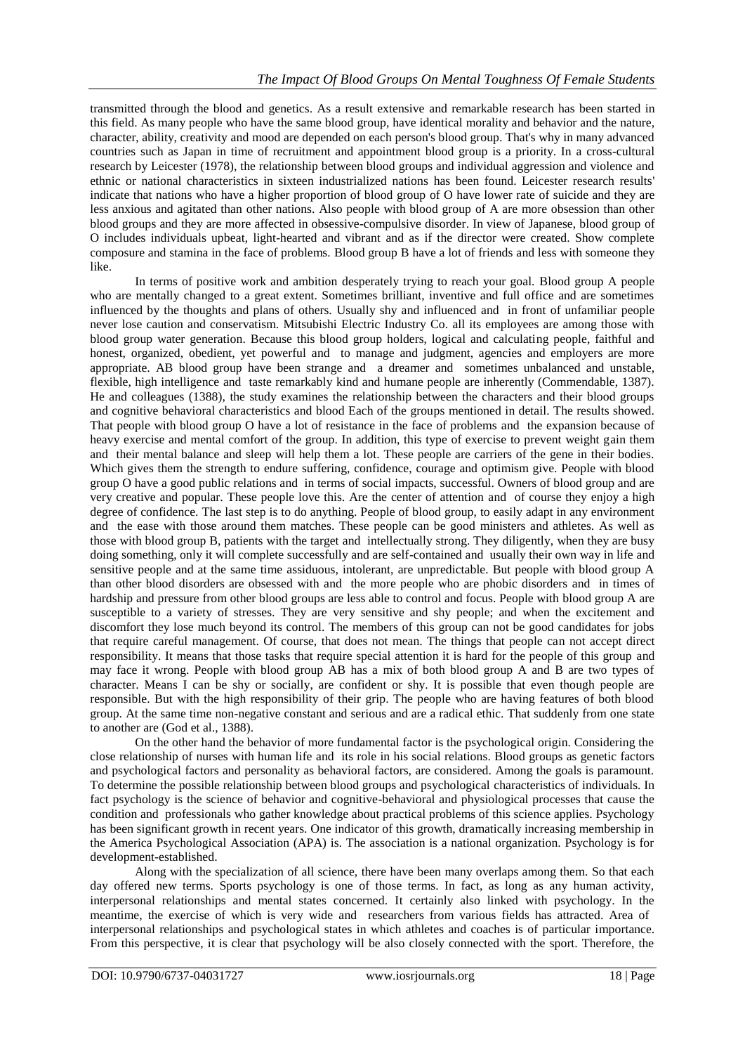transmitted through the blood and genetics. As a result extensive and remarkable research has been started in this field. As many people who have the same blood group, have identical morality and behavior and the nature, character, ability, creativity and mood are depended on each person's blood group. That's why in many advanced countries such as Japan in time of recruitment and appointment blood group is a priority. In a cross-cultural research by Leicester (1978), the relationship between blood groups and individual aggression and violence and ethnic or national characteristics in sixteen industrialized nations has been found. Leicester research results' indicate that nations who have a higher proportion of blood group of O have lower rate of suicide and they are less anxious and agitated than other nations. Also people with blood group of A are more obsession than other blood groups and they are more affected in obsessive-compulsive disorder. In view of Japanese, blood group of O includes individuals upbeat, light-hearted and vibrant and as if the director were created. Show complete composure and stamina in the face of problems. Blood group B have a lot of friends and less with someone they like.

In terms of positive work and ambition desperately trying to reach your goal. Blood group A people who are mentally changed to a great extent. Sometimes brilliant, inventive and full office and are sometimes influenced by the thoughts and plans of others. Usually shy and influenced and in front of unfamiliar people never lose caution and conservatism. Mitsubishi Electric Industry Co. all its employees are among those with blood group water generation. Because this blood group holders, logical and calculating people, faithful and honest, organized, obedient, yet powerful and to manage and judgment, agencies and employers are more appropriate. AB blood group have been strange and a dreamer and sometimes unbalanced and unstable, flexible, high intelligence and taste remarkably kind and humane people are inherently (Commendable, 1387). He and colleagues (1388), the study examines the relationship between the characters and their blood groups and cognitive behavioral characteristics and blood Each of the groups mentioned in detail. The results showed. That people with blood group O have a lot of resistance in the face of problems and the expansion because of heavy exercise and mental comfort of the group. In addition, this type of exercise to prevent weight gain them and their mental balance and sleep will help them a lot. These people are carriers of the gene in their bodies. Which gives them the strength to endure suffering, confidence, courage and optimism give. People with blood group O have a good public relations and in terms of social impacts, successful. Owners of blood group and are very creative and popular. These people love this. Are the center of attention and of course they enjoy a high degree of confidence. The last step is to do anything. People of blood group, to easily adapt in any environment and the ease with those around them matches. These people can be good ministers and athletes. As well as those with blood group B, patients with the target and intellectually strong. They diligently, when they are busy doing something, only it will complete successfully and are self-contained and usually their own way in life and sensitive people and at the same time assiduous, intolerant, are unpredictable. But people with blood group A than other blood disorders are obsessed with and the more people who are phobic disorders and in times of hardship and pressure from other blood groups are less able to control and focus. People with blood group A are susceptible to a variety of stresses. They are very sensitive and shy people; and when the excitement and discomfort they lose much beyond its control. The members of this group can not be good candidates for jobs that require careful management. Of course, that does not mean. The things that people can not accept direct responsibility. It means that those tasks that require special attention it is hard for the people of this group and may face it wrong. People with blood group AB has a mix of both blood group A and B are two types of character. Means I can be shy or socially, are confident or shy. It is possible that even though people are responsible. But with the high responsibility of their grip. The people who are having features of both blood group. At the same time non-negative constant and serious and are a radical ethic. That suddenly from one state to another are (God et al., 1388).

On the other hand the behavior of more fundamental factor is the psychological origin. Considering the close relationship of nurses with human life and its role in his social relations. Blood groups as genetic factors and psychological factors and personality as behavioral factors, are considered. Among the goals is paramount. To determine the possible relationship between blood groups and psychological characteristics of individuals. In fact psychology is the science of behavior and cognitive-behavioral and physiological processes that cause the condition and professionals who gather knowledge about practical problems of this science applies. Psychology has been significant growth in recent years. One indicator of this growth, dramatically increasing membership in the America Psychological Association (APA) is. The association is a national organization. Psychology is for development-established.

Along with the specialization of all science, there have been many overlaps among them. So that each day offered new terms. Sports psychology is one of those terms. In fact, as long as any human activity, interpersonal relationships and mental states concerned. It certainly also linked with psychology. In the meantime, the exercise of which is very wide and researchers from various fields has attracted. Area of interpersonal relationships and psychological states in which athletes and coaches is of particular importance. From this perspective, it is clear that psychology will be also closely connected with the sport. Therefore, the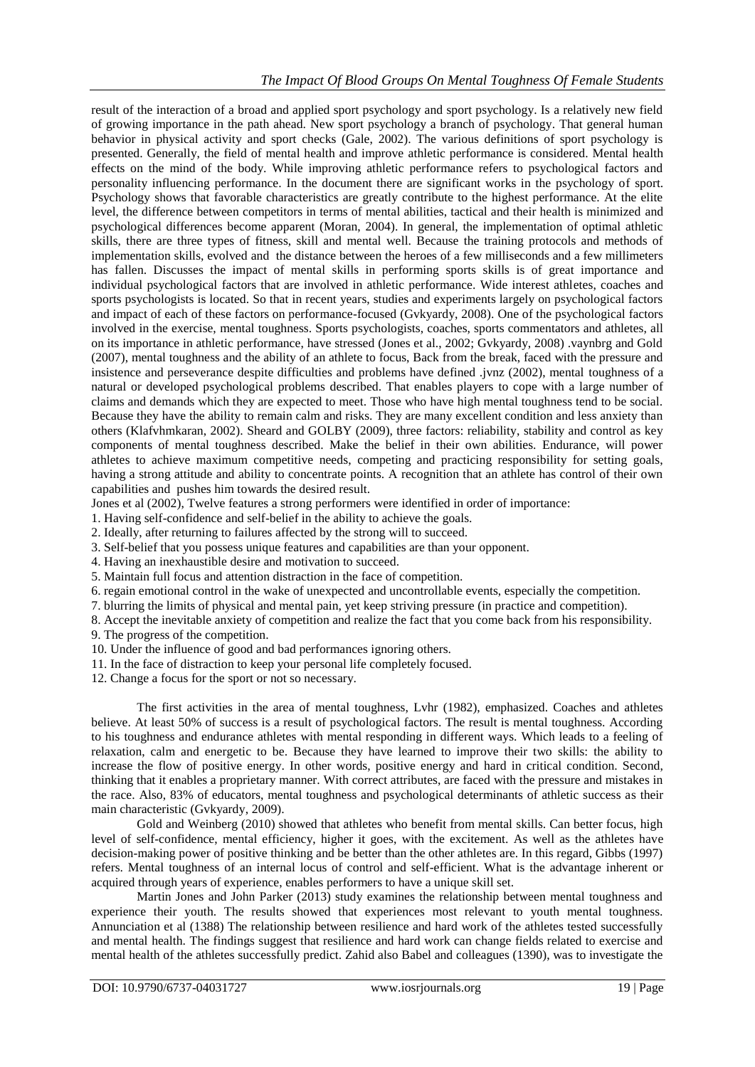result of the interaction of a broad and applied sport psychology and sport psychology. Is a relatively new field of growing importance in the path ahead. New sport psychology a branch of psychology. That general human behavior in physical activity and sport checks (Gale, 2002). The various definitions of sport psychology is presented. Generally, the field of mental health and improve athletic performance is considered. Mental health effects on the mind of the body. While improving athletic performance refers to psychological factors and personality influencing performance. In the document there are significant works in the psychology of sport. Psychology shows that favorable characteristics are greatly contribute to the highest performance. At the elite level, the difference between competitors in terms of mental abilities, tactical and their health is minimized and psychological differences become apparent (Moran, 2004). In general, the implementation of optimal athletic skills, there are three types of fitness, skill and mental well. Because the training protocols and methods of implementation skills, evolved and the distance between the heroes of a few milliseconds and a few millimeters has fallen. Discusses the impact of mental skills in performing sports skills is of great importance and individual psychological factors that are involved in athletic performance. Wide interest athletes, coaches and sports psychologists is located. So that in recent years, studies and experiments largely on psychological factors and impact of each of these factors on performance-focused (Gvkyardy, 2008). One of the psychological factors involved in the exercise, mental toughness. Sports psychologists, coaches, sports commentators and athletes, all on its importance in athletic performance, have stressed (Jones et al., 2002; Gvkyardy, 2008) .vaynbrg and Gold (2007), mental toughness and the ability of an athlete to focus, Back from the break, faced with the pressure and insistence and perseverance despite difficulties and problems have defined .jvnz (2002), mental toughness of a natural or developed psychological problems described. That enables players to cope with a large number of claims and demands which they are expected to meet. Those who have high mental toughness tend to be social. Because they have the ability to remain calm and risks. They are many excellent condition and less anxiety than others (Klafvhmkaran, 2002). Sheard and GOLBY (2009), three factors: reliability, stability and control as key components of mental toughness described. Make the belief in their own abilities. Endurance, will power athletes to achieve maximum competitive needs, competing and practicing responsibility for setting goals, having a strong attitude and ability to concentrate points. A recognition that an athlete has control of their own capabilities and pushes him towards the desired result.

Jones et al (2002), Twelve features a strong performers were identified in order of importance:

1. Having self-confidence and self-belief in the ability to achieve the goals.
2. Ideally, after returning to failures affected by the strong will to succeed.
3. Self-belief that you possess unique features and capabilities are than your opponent.
4. Having an inexhaustible desire and motivation to succeed.
5. Maintain full focus and attention distraction in the face of competition.
6. regain emotional control in the wake of unexpected and uncontrollable events, especially the competition.
7. blurring the limits of physical and mental pain, yet keep striving pressure (in practice and competition).
8. Accept the inevitable anxiety of competition and realize the fact that you come back from his responsibility.
9. The progress of the competition.
10. Under the influence of good and bad performances ignoring others.
11. In the face of distraction to keep your personal life completely focused.
12. Change a focus for the sport or not so necessary.

The first activities in the area of mental toughness, Lvhr (1982), emphasized. Coaches and athletes believe. At least 50% of success is a result of psychological factors. The result is mental toughness. According to his toughness and endurance athletes with mental responding in different ways. Which leads to a feeling of relaxation, calm and energetic to be. Because they have learned to improve their two skills: the ability to increase the flow of positive energy. In other words, positive energy and hard in critical condition. Second, thinking that it enables a proprietary manner. With correct attributes, are faced with the pressure and mistakes in the race. Also, 83% of educators, mental toughness and psychological determinants of athletic success as their main characteristic (Gvkyardy, 2009).

Gold and Weinberg (2010) showed that athletes who benefit from mental skills. Can better focus, high level of self-confidence, mental efficiency, higher it goes, with the excitement. As well as the athletes have decision-making power of positive thinking and be better than the other athletes are. In this regard, Gibbs (1997) refers. Mental toughness of an internal locus of control and self-efficient. What is the advantage inherent or acquired through years of experience, enables performers to have a unique skill set.

Martin Jones and John Parker (2013) study examines the relationship between mental toughness and experience their youth. The results showed that experiences most relevant to youth mental toughness. Annunciation et al (1388) The relationship between resilience and hard work of the athletes tested successfully and mental health. The findings suggest that resilience and hard work can change fields related to exercise and mental health of the athletes successfully predict. Zahid also Babel and colleagues (1390), was to investigate the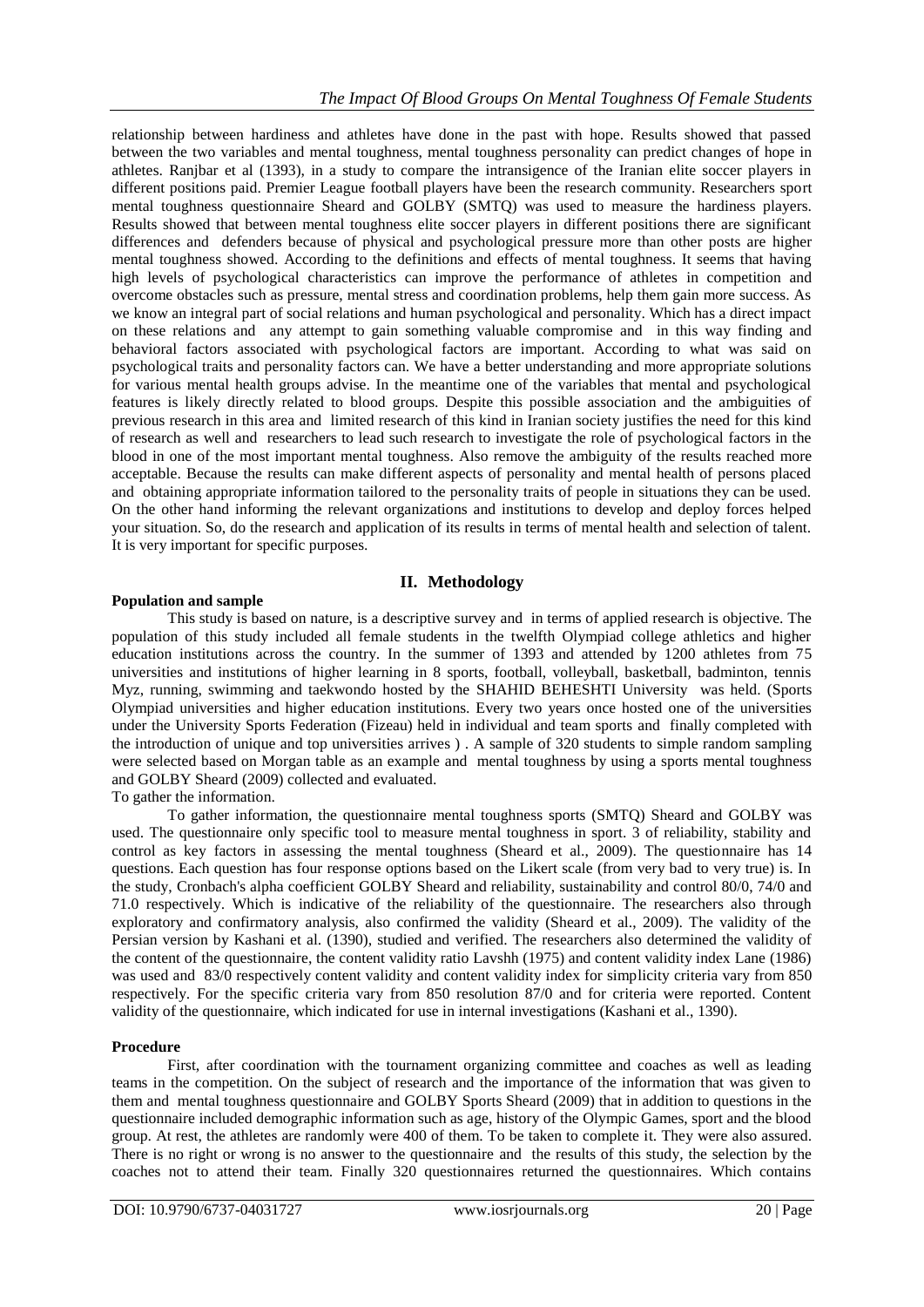relationship between hardiness and athletes have done in the past with hope. Results showed that passed between the two variables and mental toughness, mental toughness personality can predict changes of hope in athletes. Ranjbar et al (1393), in a study to compare the intransigence of the Iranian elite soccer players in different positions paid. Premier League football players have been the research community. Researchers sport mental toughness questionnaire Sheard and GOLBY (SMTQ) was used to measure the hardiness players. Results showed that between mental toughness elite soccer players in different positions there are significant differences and defenders because of physical and psychological pressure more than other posts are higher mental toughness showed. According to the definitions and effects of mental toughness. It seems that having high levels of psychological characteristics can improve the performance of athletes in competition and overcome obstacles such as pressure, mental stress and coordination problems, help them gain more success. As we know an integral part of social relations and human psychological and personality. Which has a direct impact on these relations and any attempt to gain something valuable compromise and in this way finding and behavioral factors associated with psychological factors are important. According to what was said on psychological traits and personality factors can. We have a better understanding and more appropriate solutions for various mental health groups advise. In the meantime one of the variables that mental and psychological features is likely directly related to blood groups. Despite this possible association and the ambiguities of previous research in this area and limited research of this kind in Iranian society justifies the need for this kind of research as well and researchers to lead such research to investigate the role of psychological factors in the blood in one of the most important mental toughness. Also remove the ambiguity of the results reached more acceptable. Because the results can make different aspects of personality and mental health of persons placed and obtaining appropriate information tailored to the personality traits of people in situations they can be used. On the other hand informing the relevant organizations and institutions to develop and deploy forces helped your situation. So, do the research and application of its results in terms of mental health and selection of talent. It is very important for specific purposes.

## II. Methodology

**Population and sample**

This study is based on nature, is a descriptive survey and in terms of applied research is objective. The population of this study included all female students in the twelfth Olympiad college athletics and higher education institutions across the country. In the summer of 1393 and attended by 1200 athletes from 75 universities and institutions of higher learning in 8 sports, football, volleyball, basketball, badminton, tennis Myz, running, swimming and taekwondo hosted by the SHAHID BEHESHTI University was held. (Sports Olympiad universities and higher education institutions. Every two years once hosted one of the universities under the University Sports Federation (Fizeau) held in individual and team sports and finally completed with the introduction of unique and top universities arrives ) . A sample of 320 students to simple random sampling were selected based on Morgan table as an example and mental toughness by using a sports mental toughness and GOLBY Sheard (2009) collected and evaluated.

To gather the information.

To gather information, the questionnaire mental toughness sports (SMTQ) Sheard and GOLBY was used. The questionnaire only specific tool to measure mental toughness in sport. 3 of reliability, stability and control as key factors in assessing the mental toughness (Sheard et al., 2009). The questionnaire has 14 questions. Each question has four response options based on the Likert scale (from very bad to very true) is. In the study, Cronbach's alpha coefficient GOLBY Sheard and reliability, sustainability and control 80/0, 74/0 and 71.0 respectively. Which is indicative of the reliability of the questionnaire. The researchers also through exploratory and confirmatory analysis, also confirmed the validity (Sheard et al., 2009). The validity of the Persian version by Kashani et al. (1390), studied and verified. The researchers also determined the validity of the content of the questionnaire, the content validity ratio Lavshh (1975) and content validity index Lane (1986) was used and 83/0 respectively content validity and content validity index for simplicity criteria vary from 850 respectively. For the specific criteria vary from 850 resolution 87/0 and for criteria were reported. Content validity of the questionnaire, which indicated for use in internal investigations (Kashani et al., 1390).

**Procedure**

First, after coordination with the tournament organizing committee and coaches as well as leading teams in the competition. On the subject of research and the importance of the information that was given to them and mental toughness questionnaire and GOLBY Sports Sheard (2009) that in addition to questions in the questionnaire included demographic information such as age, history of the Olympic Games, sport and the blood group. At rest, the athletes are randomly were 400 of them. To be taken to complete it. They were also assured. There is no right or wrong is no answer to the questionnaire and the results of this study, the selection by the coaches not to attend their team. Finally 320 questionnaires returned the questionnaires. Which contains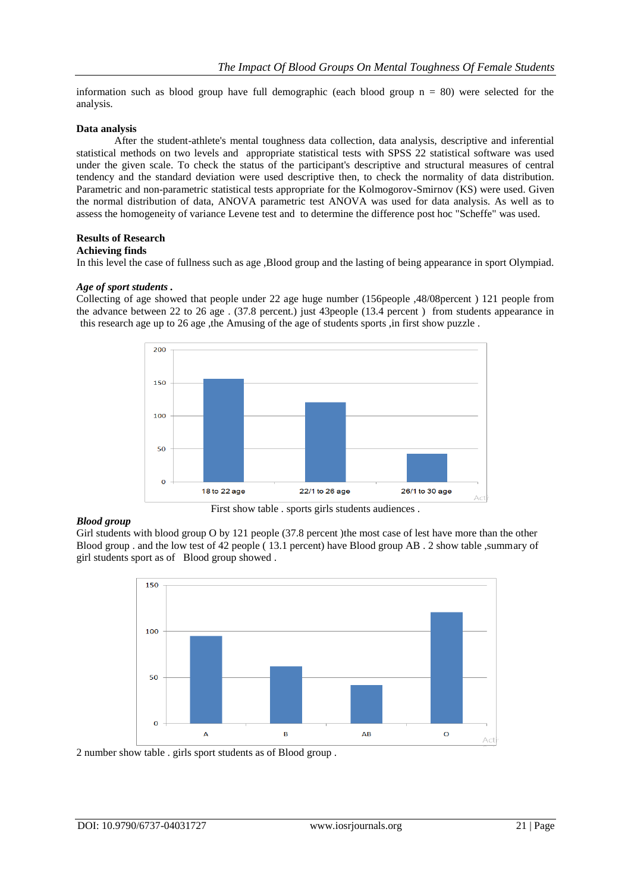information such as blood group have full demographic (each blood group n = 80) were selected for the analysis.

**Data analysis**

After the student-athlete's mental toughness data collection, data analysis, descriptive and inferential statistical methods on two levels and appropriate statistical tests with SPSS 22 statistical software was used under the given scale. To check the status of the participant's descriptive and structural measures of central tendency and the standard deviation were used descriptive then, to check the normality of data distribution. Parametric and non-parametric statistical tests appropriate for the Kolmogorov-Smirnov (KS) were used. Given the normal distribution of data, ANOVA parametric test ANOVA was used for data analysis. As well as to assess the homogeneity of variance Levene test and to determine the difference post hoc "Scheffe" was used.

**Results of Research**

**Achieving finds**

In this level the case of fullness such as age ,Blood group and the lasting of being appearance in sport Olympiad.

***Age of sport students .***

Collecting of age showed that people under 22 age huge number (156people ,48/08percent ) 121 people from the advance between 22 to 26 age . (37.8 percent.) just 43people (13.4 percent ) from students appearance in this research age up to 26 age ,the Amusing of the age of students sports ,in first show puzzle .

First show table . sports girls students audiences .

***Blood group***

Girl students with blood group O by 121 people (37.8 percent )the most case of lest have more than the other Blood group . and the low test of 42 people ( 13.1 percent) have Blood group AB . 2 show table ,summary of girl students sport as of Blood group showed .

2 number show table . girls sport students as of Blood group .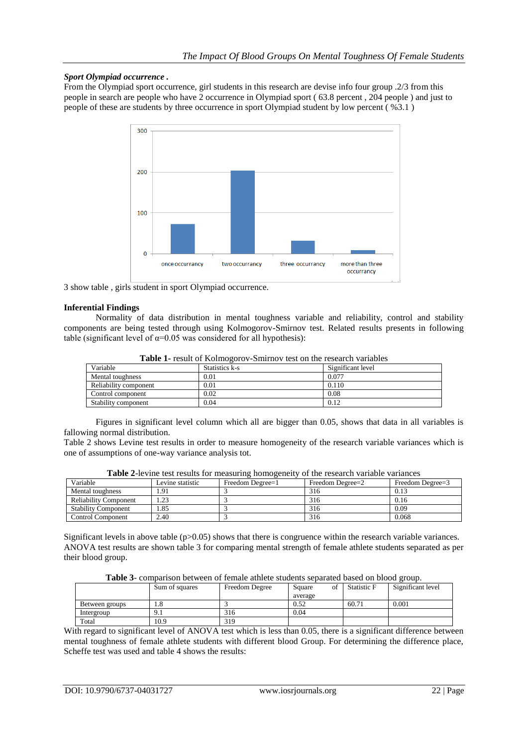***Sport Olympiad occurrence .***

From the Olympiad sport occurrence, girl students in this research are devise info four group .2/3 from this people in search are people who have 2 occurrence in Olympiad sport ( 63.8 percent , 204 people ) and just to people of these are students by three occurrence in sport Olympiad student by low percent ( %3.1 )

3 show table , girls student in sport Olympiad occurrence.

**Inferential Findings**

Normality of data distribution in mental toughness variable and reliability, control and stability components are being tested through using Kolmogorov-Smirnov test. Related results presents in following table (significant level of $\alpha$=0.05 was considered for all hypothesis):

**Table 1-** result of Kolmogorov-Smirnov test on the research variables

| Variable | Statistics k-s | Significant level |
|---|---|---|
| Mental toughness | 0.01 | 0.077 |
| Reliability component | 0.01 | 0.110 |
| Control component | 0.02 | 0.08 |
| Stability component | 0.04 | 0.12 |

Figures in significant level column which all are bigger than 0.05, shows that data in all variables is fallowing normal distribution.

Table 2 shows Levine test results in order to measure homogeneity of the research variable variances which is one of assumptions of one-way variance analysis tot.

**Table 2**-levine test results for measuring homogeneity of the research variable variances

| Variable | Levine statistic | Freedom Degree=1 | Freedom Degree=2 | Freedom Degree=3 |
|---|---|---|---|---|
| Mental toughness | 1.91 | 3 | 316 | 0.13 |
| Reliability Component | 1.23 | 3 | 316 | 0.16 |
| Stability Component | 1.85 | 3 | 316 | 0.09 |
| Control Component | 2.40 | 3 | 316 | 0.068 |

Significant levels in above table ($p>0.05$) shows that there is congruence within the research variable variances. ANOVA test results are shown table 3 for comparing mental strength of female athlete students separated as per their blood group.

**Table 3**- comparison between of female athlete students separated based on blood group.

| | Sum of squares | Freedom Degree | Square of average | Statistic F | Significant level |
|---|---|---|---|---|---|
| Between groups | 1.8 | 3 | 0.52 | 60.71 | 0.001 |
| Intergroup | 9.1 | 316 | 0.04 | | |
| Total | 10.9 | 319 | | | |

With regard to significant level of ANOVA test which is less than 0.05, there is a significant difference between mental toughness of female athlete students with different blood Group. For determining the difference place, Scheffe test was used and table 4 shows the results: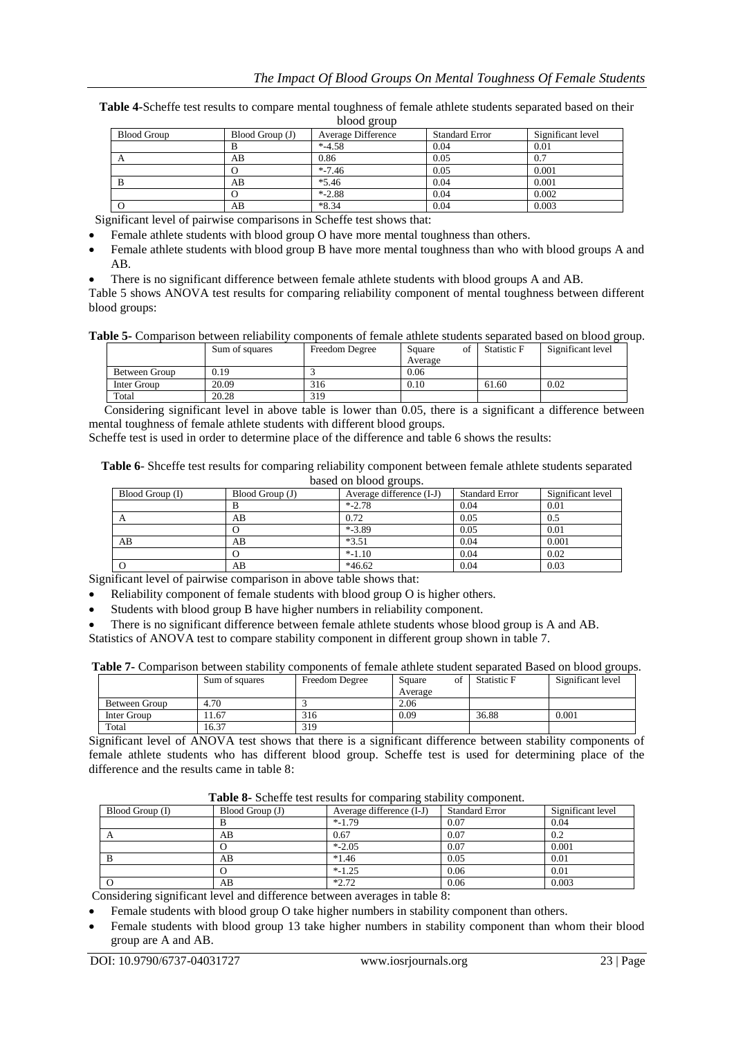**Table 4**-Scheffe test results to compare mental toughness of female athlete students separated based on their blood group

| Blood Group | Blood Group (J) | Average Difference | Standard Error | Significant level |
|---|---|---|---|---|
| | B | *-4.58 | 0.04 | 0.01 |
| A | AB | 0.86 | 0.05 | 0.7 |
| | O | *-7.46 | 0.05 | 0.001 |
| B | AB | *5.46 | 0.04 | 0.001 |
| | O | *-2.88 | 0.04 | 0.002 |
| O | AB | *8.34 | 0.04 | 0.003 |

Significant level of pairwise comparisons in Scheffe test shows that:

- Female athlete students with blood group O have more mental toughness than others.
- Female athlete students with blood group B have more mental toughness than who with blood groups A and AB.
- There is no significant difference between female athlete students with blood groups A and AB.

Table 5 shows ANOVA test results for comparing reliability component of mental toughness between different blood groups:

**Table 5**- Comparison between reliability components of female athlete students separated based on blood group.

| | Sum of squares | Freedom Degree | Square of Average | Statistic F | Significant level |
|---|---|---|---|---|---|
| Between Group | 0.19 | 3 | 0.06 | | |
| Inter Group | 20.09 | 316 | 0.10 | 61.60 | 0.02 |
| Total | 20.28 | 319 | | | |

Considering significant level in above table is lower than 0.05, there is a significant a difference between mental toughness of female athlete students with different blood groups.

Scheffe test is used in order to determine place of the difference and table 6 shows the results:

**Table 6**- Shceffe test results for comparing reliability component between female athlete students separated based on blood groups.

| Blood Group (I) | Blood Group (J) | Average difference (I-J) | Standard Error | Significant level |
|---|---|---|---|---|
| | B | *-2.78 | 0.04 | 0.01 |
| A | AB | 0.72 | 0.05 | 0.5 |
| | O | *-3.89 | 0.05 | 0.01 |
| AB | AB | *3.51 | 0.04 | 0.001 |
| | O | *-1.10 | 0.04 | 0.02 |
| O | AB | *46.62 | 0.04 | 0.03 |

Significant level of pairwise comparison in above table shows that:

- Reliability component of female students with blood group O is higher others.
- Students with blood group B have higher numbers in reliability component.
- There is no significant difference between female athlete students whose blood group is A and AB.

Statistics of ANOVA test to compare stability component in different group shown in table 7.

**Table 7**- Comparison between stability components of female athlete student separated Based on blood groups.

| | Sum of squares | Freedom Degree | Square of Average | Statistic F | Significant level |
|---|---|---|---|---|---|
| Between Group | 4.70 | 3 | 2.06 | | |
| Inter Group | 11.67 | 316 | 0.09 | 36.88 | 0.001 |
| Total | 16.37 | 319 | | | |

Significant level of ANOVA test shows that there is a significant difference between stability components of female athlete students who has different blood group. Scheffe test is used for determining place of the difference and the results came in table 8:

**Table 8**- Scheffe test results for comparing stability component.

| Blood Group (I) | Blood Group (J) | Average difference (I-J) | Standard Error | Significant level |
|---|---|---|---|---|
| | B | *-1.79 | 0.07 | 0.04 |
| A | AB | 0.67 | 0.07 | 0.2 |
| | O | *-2.05 | 0.07 | 0.001 |
| B | AB | *1.46 | 0.05 | 0.01 |
| | O | *-1.25 | 0.06 | 0.01 |
| O | AB | *2.72 | 0.06 | 0.003 |

Considering significant level and difference between averages in table 8:

- Female students with blood group O take higher numbers in stability component than others.
- Female students with blood group 13 take higher numbers in stability component than whom their blood group are A and AB.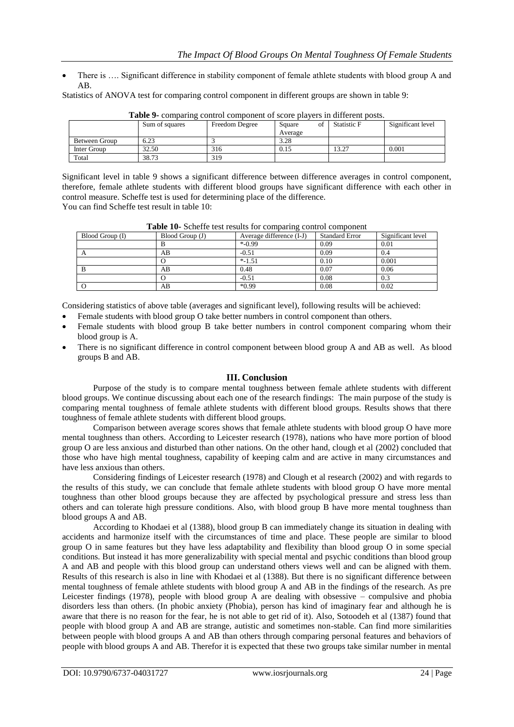- There is …. Significant difference in stability component of female athlete students with blood group A and AB.

Statistics of ANOVA test for comparing control component in different groups are shown in table 9:

**Table 9-** comparing control component of score players in different posts.

| | Sum of squares | Freedom Degree | Square of Average | Statistic F | Significant level |
|---|---|---|---|---|---|
| Between Group | 6.23 | 3 | 3.28 | | |
| Inter Group | 32.50 | 316 | 0.15 | 13.27 | 0.001 |
| Total | 38.73 | 319 | | | |

Significant level in table 9 shows a significant difference between difference averages in control component, therefore, female athlete students with different blood groups have significant difference with each other in control measure. Scheffe test is used for determining place of the difference.
You can find Scheffe test result in table 10:

**Table 10-** Scheffe test results for comparing control component

| Blood Group (I) | Blood Group (J) | Average difference (I-J) | Standard Error | Significant level |
|---|---|---|---|---|
| | B | *-0.99 | 0.09 | 0.01 |
| A | AB | -0.51 | 0.09 | 0.4 |
| | O | *-1.51 | 0.10 | 0.001 |
| B | AB | 0.48 | 0.07 | 0.06 |
| | O | -0.51 | 0.08 | 0.3 |
| O | AB | *0.99 | 0.08 | 0.02 |

Considering statistics of above table (averages and significant level), following results will be achieved:

- Female students with blood group O take better numbers in control component than others.
- Female students with blood group B take better numbers in control component comparing whom their blood group is A.
- There is no significant difference in control component between blood group A and AB as well. As blood groups B and AB.

## III. Conclusion

Purpose of the study is to compare mental toughness between female athlete students with different blood groups. We continue discussing about each one of the research findings: The main purpose of the study is comparing mental toughness of female athlete students with different blood groups. Results shows that there toughness of female athlete students with different blood groups.

Comparison between average scores shows that female athlete students with blood group O have more mental toughness than others. According to Leicester research (1978), nations who have more portion of blood group O are less anxious and disturbed than other nations. On the other hand, clough et al (2002) concluded that those who have high mental toughness, capability of keeping calm and are active in many circumstances and have less anxious than others.

Considering findings of Leicester research (1978) and Clough et al research (2002) and with regards to the results of this study, we can conclude that female athlete students with blood group O have more mental toughness than other blood groups because they are affected by psychological pressure and stress less than others and can tolerate high pressure conditions. Also, with blood group B have more mental toughness than blood groups A and AB.

According to Khodaei et al (1388), blood group B can immediately change its situation in dealing with accidents and harmonize itself with the circumstances of time and place. These people are similar to blood group O in same features but they have less adaptability and flexibility than blood group O in some special conditions. But instead it has more generalizability with special mental and psychic conditions than blood group A and AB and people with this blood group can understand others views well and can be aligned with them. Results of this research is also in line with Khodaei et al (1388). But there is no significant difference between mental toughness of female athlete students with blood group A and AB in the findings of the research. As pre Leicester findings (1978), people with blood group A are dealing with obsessive – compulsive and phobia disorders less than others. (In phobic anxiety (Phobia), person has kind of imaginary fear and although he is aware that there is no reason for the fear, he is not able to get rid of it). Also, Sotoodeh et al (1387) found that people with blood group A and AB are strange, autistic and sometimes non-stable. Can find more similarities between people with blood groups A and AB than others through comparing personal features and behaviors of people with blood groups A and AB. Therefor it is expected that these two groups take similar number in mental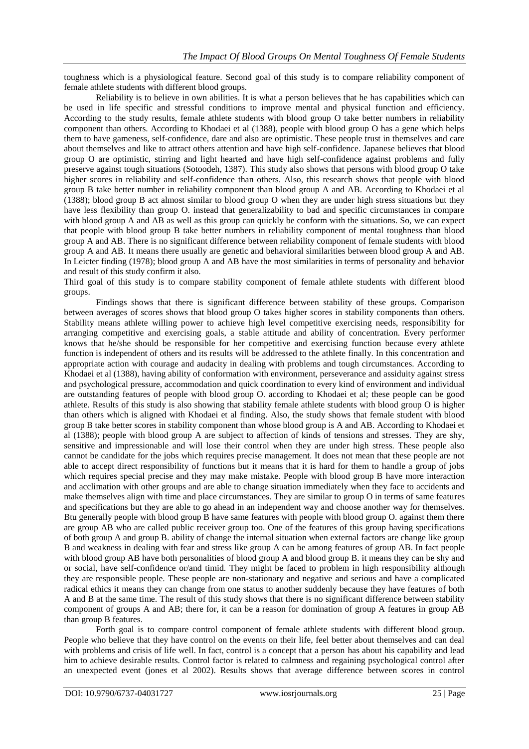toughness which is a physiological feature. Second goal of this study is to compare reliability component of female athlete students with different blood groups.

Reliability is to believe in own abilities. It is what a person believes that he has capabilities which can be used in life specific and stressful conditions to improve mental and physical function and efficiency. According to the study results, female athlete students with blood group O take better numbers in reliability component than others. According to Khodaei et al (1388), people with blood group O has a gene which helps them to have gameness, self-confidence, dare and also are optimistic. These people trust in themselves and care about themselves and like to attract others attention and have high self-confidence. Japanese believes that blood group O are optimistic, stirring and light hearted and have high self-confidence against problems and fully preserve against tough situations (Sotoodeh, 1387). This study also shows that persons with blood group O take higher scores in reliability and self-confidence than others. Also, this research shows that people with blood group B take better number in reliability component than blood group A and AB. According to Khodaei et al (1388); blood group B act almost similar to blood group O when they are under high stress situations but they have less flexibility than group O. instead that generalizability to bad and specific circumstances in compare with blood group A and AB as well as this group can quickly be conform with the situations. So, we can expect that people with blood group B take better numbers in reliability component of mental toughness than blood group A and AB. There is no significant difference between reliability component of female students with blood group A and AB. It means there usually are genetic and behavioral similarities between blood group A and AB. In Leicter finding (1978); blood group A and AB have the most similarities in terms of personality and behavior and result of this study confirm it also.

Third goal of this study is to compare stability component of female athlete students with different blood groups.

Findings shows that there is significant difference between stability of these groups. Comparison between averages of scores shows that blood group O takes higher scores in stability components than others. Stability means athlete willing power to achieve high level competitive exercising needs, responsibility for arranging competitive and exercising goals, a stable attitude and ability of concentration. Every performer knows that he/she should be responsible for her competitive and exercising function because every athlete function is independent of others and its results will be addressed to the athlete finally. In this concentration and appropriate action with courage and audacity in dealing with problems and tough circumstances. According to Khodaei et al (1388), having ability of conformation with environment, perseverance and assiduity against stress and psychological pressure, accommodation and quick coordination to every kind of environment and individual are outstanding features of people with blood group O. according to Khodaei et al; these people can be good athlete. Results of this study is also showing that stability female athlete students with blood group O is higher than others which is aligned with Khodaei et al finding. Also, the study shows that female student with blood group B take better scores in stability component than whose blood group is A and AB. According to Khodaei et al (1388); people with blood group A are subject to affection of kinds of tensions and stresses. They are shy, sensitive and impressionable and will lose their control when they are under high stress. These people also cannot be candidate for the jobs which requires precise management. It does not mean that these people are not able to accept direct responsibility of functions but it means that it is hard for them to handle a group of jobs which requires special precise and they may make mistake. People with blood group B have more interaction and acclimation with other groups and are able to change situation immediately when they face to accidents and make themselves align with time and place circumstances. They are similar to group O in terms of same features and specifications but they are able to go ahead in an independent way and choose another way for themselves. Btu generally people with blood group B have same features with people with blood group O. against them there are group AB who are called public receiver group too. One of the features of this group having specifications of both group A and group B. ability of change the internal situation when external factors are change like group B and weakness in dealing with fear and stress like group A can be among features of group AB. In fact people with blood group AB have both personalities of blood group A and blood group B. it means they can be shy and or social, have self-confidence or/and timid. They might be faced to problem in high responsibility although they are responsible people. These people are non-stationary and negative and serious and have a complicated radical ethics it means they can change from one status to another suddenly because they have features of both A and B at the same time. The result of this study shows that there is no significant difference between stability component of groups A and AB; there for, it can be a reason for domination of group A features in group AB than group B features.

Forth goal is to compare control component of female athlete students with different blood group. People who believe that they have control on the events on their life, feel better about themselves and can deal with problems and crisis of life well. In fact, control is a concept that a person has about his capability and lead him to achieve desirable results. Control factor is related to calmness and regaining psychological control after an unexpected event (jones et al 2002). Results shows that average difference between scores in control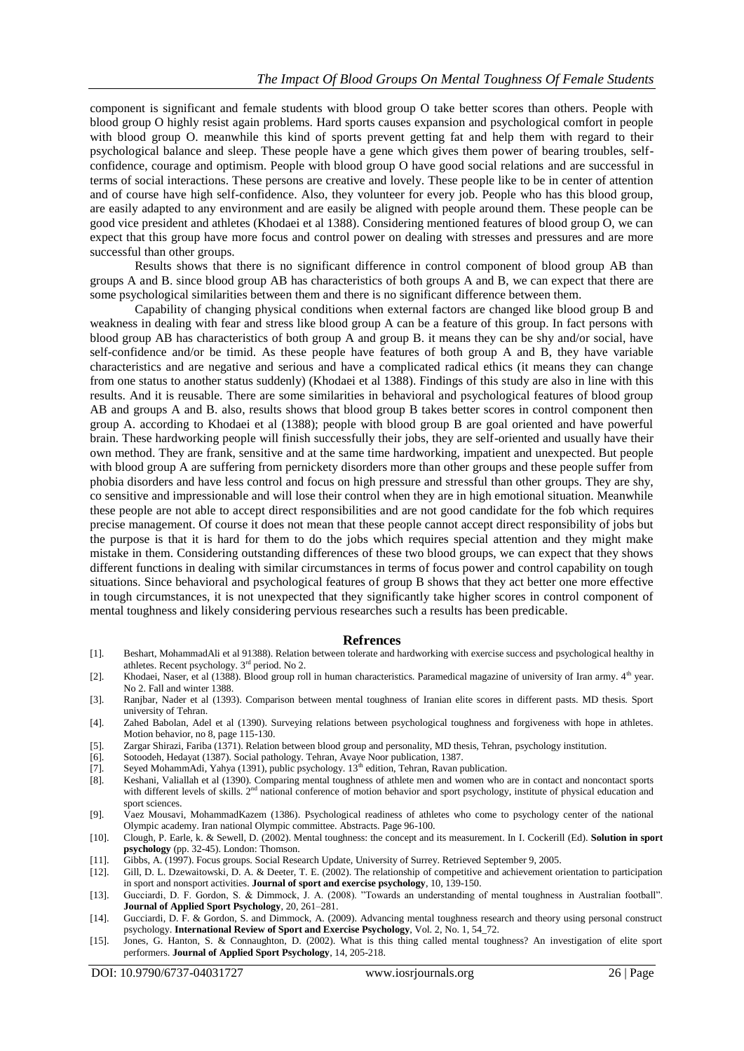component is significant and female students with blood group O take better scores than others. People with blood group O highly resist again problems. Hard sports causes expansion and psychological comfort in people with blood group O. meanwhile this kind of sports prevent getting fat and help them with regard to their psychological balance and sleep. These people have a gene which gives them power of bearing troubles, self-confidence, courage and optimism. People with blood group O have good social relations and are successful in terms of social interactions. These persons are creative and lovely. These people like to be in center of attention and of course have high self-confidence. Also, they volunteer for every job. People who has this blood group, are easily adapted to any environment and are easily be aligned with people around them. These people can be good vice president and athletes (Khodaei et al 1388). Considering mentioned features of blood group O, we can expect that this group have more focus and control power on dealing with stresses and pressures and are more successful than other groups.

Results shows that there is no significant difference in control component of blood group AB than groups A and B. since blood group AB has characteristics of both groups A and B, we can expect that there are some psychological similarities between them and there is no significant difference between them.

Capability of changing physical conditions when external factors are changed like blood group B and weakness in dealing with fear and stress like blood group A can be a feature of this group. In fact persons with blood group AB has characteristics of both group A and group B. it means they can be shy and/or social, have self-confidence and/or be timid. As these people have features of both group A and B, they have variable characteristics and are negative and serious and have a complicated radical ethics (it means they can change from one status to another status suddenly) (Khodaei et al 1388). Findings of this study are also in line with this results. And it is reusable. There are some similarities in behavioral and psychological features of blood group AB and groups A and B. also, results shows that blood group B takes better scores in control component then group A. according to Khodaei et al (1388); people with blood group B are goal oriented and have powerful brain. These hardworking people will finish successfully their jobs, they are self-oriented and usually have their own method. They are frank, sensitive and at the same time hardworking, impatient and unexpected. But people with blood group A are suffering from pernickety disorders more than other groups and these people suffer from phobia disorders and have less control and focus on high pressure and stressful than other groups. They are shy, co sensitive and impressionable and will lose their control when they are in high emotional situation. Meanwhile these people are not able to accept direct responsibilities and are not good candidate for the fob which requires precise management. Of course it does not mean that these people cannot accept direct responsibility of jobs but the purpose is that it is hard for them to do the jobs which requires special attention and they might make mistake in them. Considering outstanding differences of these two blood groups, we can expect that they shows different functions in dealing with similar circumstances in terms of focus power and control capability on tough situations. Since behavioral and psychological features of group B shows that they act better one more effective in tough circumstances, it is not unexpected that they significantly take higher scores in control component of mental toughness and likely considering pervious researches such a results has been predicable.

## Refrences

[1]. Beshart, MohammadAli et al 91388). Relation between tolerate and hardworking with exercise success and psychological healthy in athletes. Recent psychology. 3rd period. No 2.

[2]. Khodaei, Naser, et al (1388). Blood group roll in human characteristics. Paramedical magazine of university of Iran army. 4th year. No 2. Fall and winter 1388.

[3]. Ranjbar, Nader et al (1393). Comparison between mental toughness of Iranian elite scores in different pasts. MD thesis. Sport university of Tehran.

[4]. Zahed Babolan, Adel et al (1390). Surveying relations between psychological toughness and forgiveness with hope in athletes. Motion behavior, no 8, page 115-130.

[5]. Zargar Shirazi, Fariba (1371). Relation between blood group and personality, MD thesis, Tehran, psychology institution.

[6]. Sotoodeh, Hedayat (1387). Social pathology. Tehran, Avaye Noor publication, 1387.

[7]. Seyed MohammAdi, Yahya (1391), public psychology. 13th edition, Tehran, Ravan publication.

[8]. Keshani, Valiallah et al (1390). Comparing mental toughness of athlete men and women who are in contact and noncontact sports with different levels of skills. 2nd national conference of motion behavior and sport psychology, institute of physical education and sport sciences.

[9]. Vaez Mousavi, MohammadKazem (1386). Psychological readiness of athletes who come to psychology center of the national Olympic academy. Iran national Olympic committee. Abstracts. Page 96-100.

[10]. Clough, P. Earle, k. & Sewell, D. (2002). Mental toughness: the concept and its measurement. In I. Cockerill (Ed). **Solution in sport psychology** (pp. 32-45). London: Thomson.

[11]. Gibbs, A. (1997). Focus groups. Social Research Update, University of Surrey. Retrieved September 9, 2005.

[12]. Gill, D. L. Dzewaitowski, D. A. & Deeter, T. E. (2002). The relationship of competitive and achievement orientation to participation in sport and nonsport activities. **Journal of sport and exercise psychology**, 10, 139-150.

[13]. Gucciardi, D. F. Gordon, S. & Dimmock, J. A. (2008). "Towards an understanding of mental toughness in Australian football". **Journal of Applied Sport Psychology**, 20, 261–281.

[14]. Gucciardi, D. F. & Gordon, S. and Dimmock, A. (2009). Advancing mental toughness research and theory using personal construct psychology. **International Review of Sport and Exercise Psychology**, Vol. 2, No. 1, 54_72.

[15]. Jones, G. Hanton, S. & Connaughton, D. (2002). What is this thing called mental toughness? An investigation of elite sport performers. **Journal of Applied Sport Psychology**, 14, 205-218.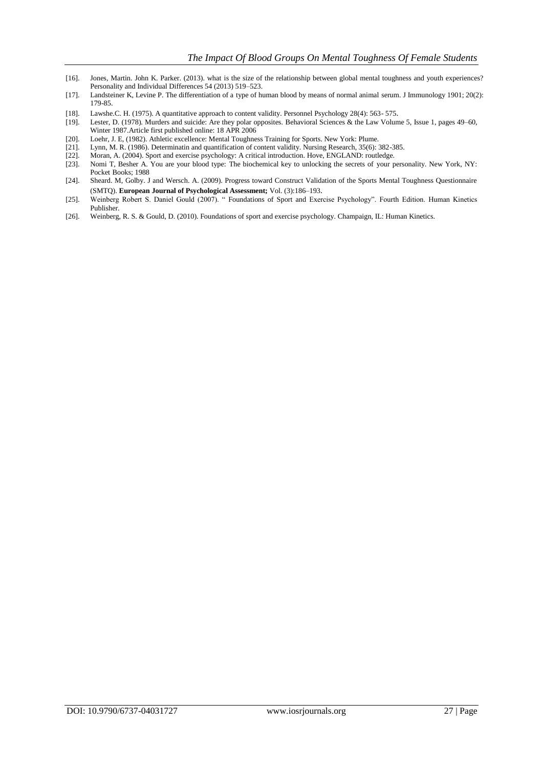[16]. Jones, Martin. John K. Parker. (2013). what is the size of the relationship between global mental toughness and youth experiences? Personality and Individual Differences 54 (2013) 519–523.

[17]. Landsteiner K, Levine P. The differentiation of a type of human blood by means of normal animal serum. J Immunology 1901; 20(2): 179-85.

[18]. Lawshe.C. H. (1975). A quantitative approach to content validity. Personnel Psychology 28(4): 563- 575.

[19]. Lester, D. (1978). Murders and suicide: Are they polar opposites. Behavioral Sciences & the Law Volume 5, Issue 1, pages 49–60, Winter 1987.Article first published online: 18 APR 2006

[20]. Loehr, J. E, (1982). Athletic excellence: Mental Toughness Training for Sports. New York: Plume.

[21]. Lynn, M. R. (1986). Determinatin and quantification of content validity. Nursing Research, 35(6): 382-385.

[22]. Moran, A. (2004). Sport and exercise psychology: A critical introduction. Hove, ENGLAND: routledge.

[23]. Nomi T, Besher A. You are your blood type: The biochemical key to unlocking the secrets of your personality. New York, NY: Pocket Books; 1988

[24]. Sheard. M, Golby. J and Wersch. A. (2009). Progress toward Construct Validation of the Sports Mental Toughness Questionnaire (SMTQ). **European Journal of Psychological Assessment;** Vol. (3):186–193.

[25]. Weinberg Robert S. Daniel Gould (2007). " Foundations of Sport and Exercise Psychology". Fourth Edition. Human Kinetics Publisher.

[26]. Weinberg, R. S. & Gould, D. (2010). Foundations of sport and exercise psychology. Champaign, IL: Human Kinetics.